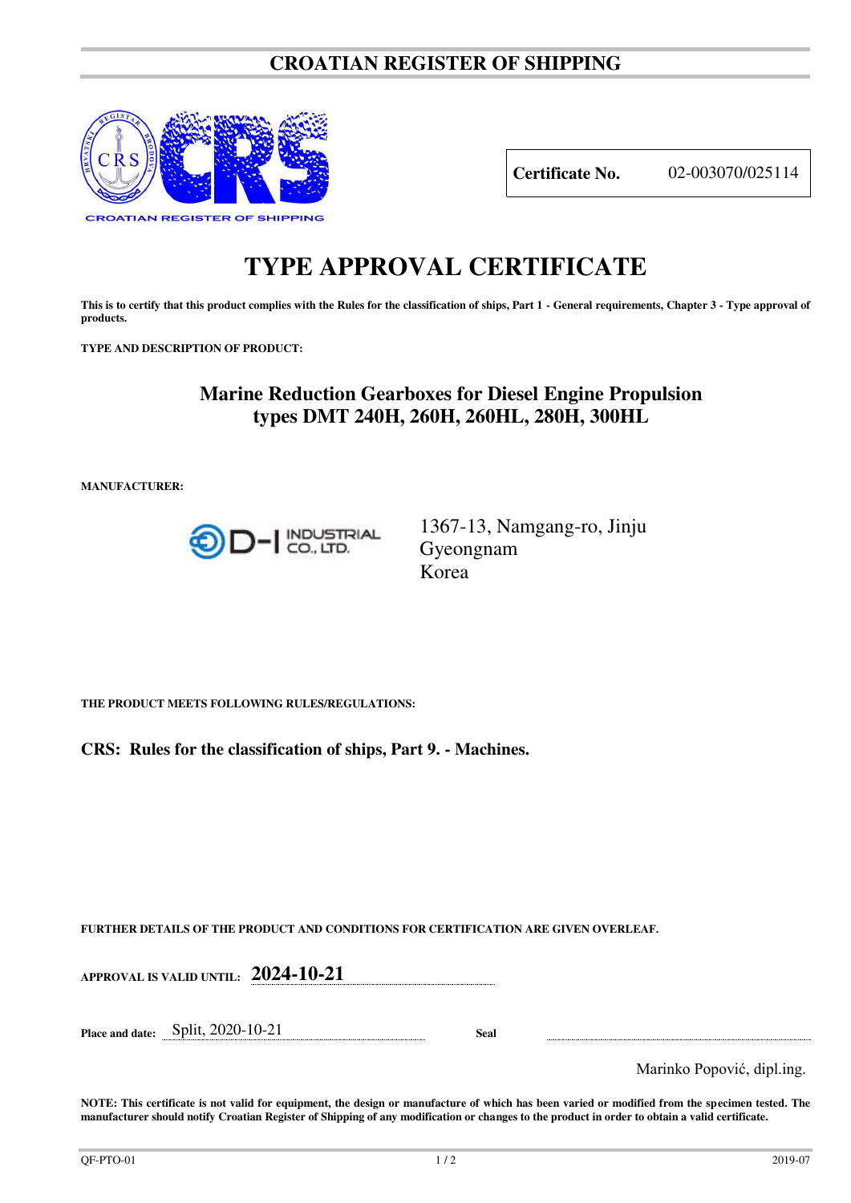# CROATIAN REGISTER OF SHIPPING

CROATIAN REGISTER OF SHIPPING

| **Certificate No.** | 02-003070/025114 |
|---|---|

# TYPE APPROVAL CERTIFICATE

**This is to certify that this product complies with the Rules for the classification of ships, Part 1 - General requirements, Chapter 3 - Type approval of products.**

**TYPE AND DESCRIPTION OF PRODUCT:**

**Marine Reduction Gearboxes for Diesel Engine Propulsion types DMT 240H, 260H, 260HL, 280H, 300HL**

**MANUFACTURER:**

D-I INDUSTRIAL CO., LTD.

1367-13, Namgang-ro, Jinju
Gyeongnam
Korea

**THE PRODUCT MEETS FOLLOWING RULES/REGULATIONS:**

**CRS: Rules for the classification of ships, Part 9. - Machines.**

**FURTHER DETAILS OF THE PRODUCT AND CONDITIONS FOR CERTIFICATION ARE GIVEN OVERLEAF.**

**APPROVAL IS VALID UNTIL:** **2024-10-21**

**Place and date:** Split, 2020-10-21 **Seal**

Marinko Popović, dipl.ing.

**NOTE: This certificate is not valid for equipment, the design or manufacture of which has been varied or modified from the specimen tested. The manufacturer should notify Croatian Register of Shipping of any modification or changes to the product in order to obtain a valid certificate.**

QF-PTO-01 2019-07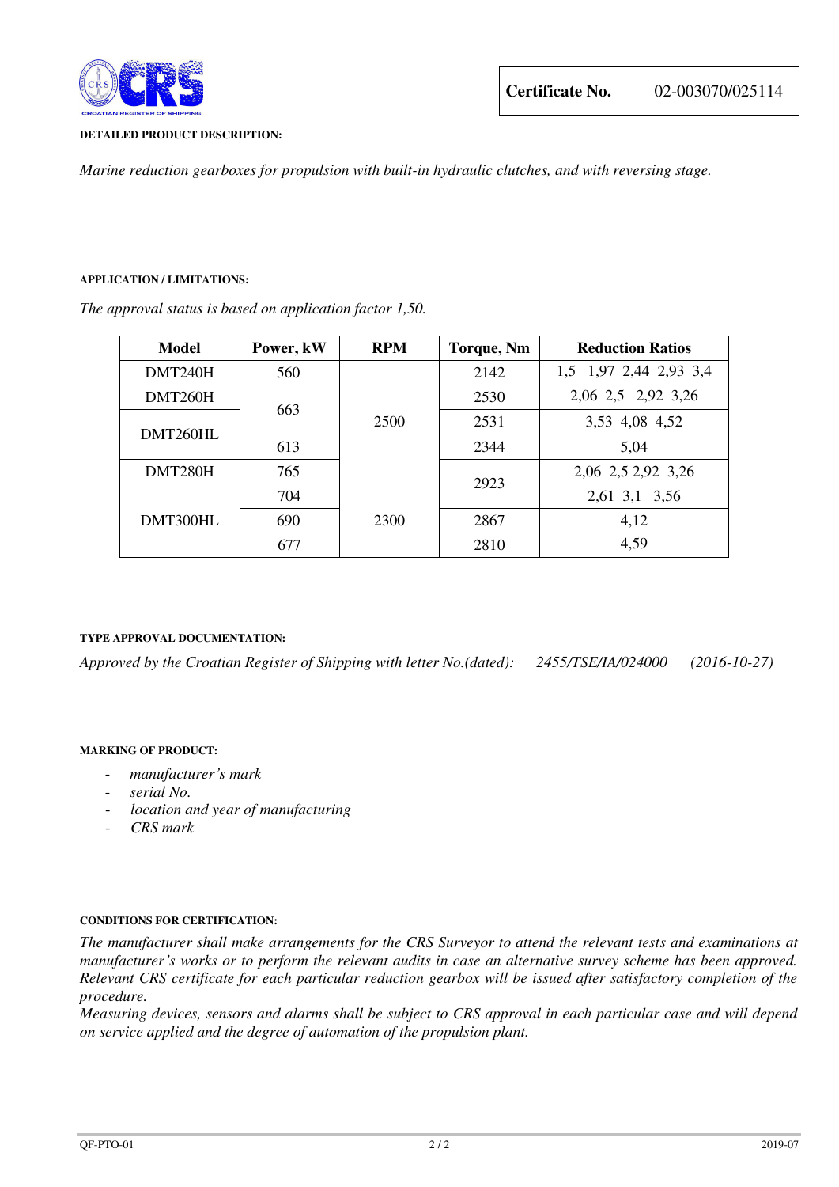**Certificate No.** 02-003070/025114

**DETAILED PRODUCT DESCRIPTION:**

*Marine reduction gearboxes for propulsion with built-in hydraulic clutches, and with reversing stage.*

**APPLICATION / LIMITATIONS:**

*The approval status is based on application factor 1,50.*

| Model | Power, kW | RPM | Torque, Nm | Reduction Ratios |
|---|---|---|---|---|
| DMT240H | 560 | 2500 | 2142 | 1,5 1,97 2,44 2,93 3,4 |
| DMT260H | 663 | | 2530 | 2,06 2,5 2,92 3,26 |
| DMT260HL | | | 2531 | 3,53 4,08 4,52 |
| | 613 | | 2344 | 5,04 |
| DMT280H | 765 | | 2923 | 2,06 2,5 2,92 3,26 |
| DMT300HL | 704 | 2300 | | 2,61 3,1 3,56 |
| | 690 | | 2867 | 4,12 |
| | 677 | | 2810 | 4,59 |

**TYPE APPROVAL DOCUMENTATION:**

*Approved by the Croatian Register of Shipping with letter No.(dated): 2455/TSE/IA/024000 (2016-10-27)*

**MARKING OF PRODUCT:**

- *manufacturer's mark*
- *serial No.*
- *location and year of manufacturing*
- *CRS mark*

**CONDITIONS FOR CERTIFICATION:**

*The manufacturer shall make arrangements for the CRS Surveyor to attend the relevant tests and examinations at manufacturer's works or to perform the relevant audits in case an alternative survey scheme has been approved. Relevant CRS certificate for each particular reduction gearbox will be issued after satisfactory completion of the procedure.*

*Measuring devices, sensors and alarms shall be subject to CRS approval in each particular case and will depend on service applied and the degree of automation of the propulsion plant.*